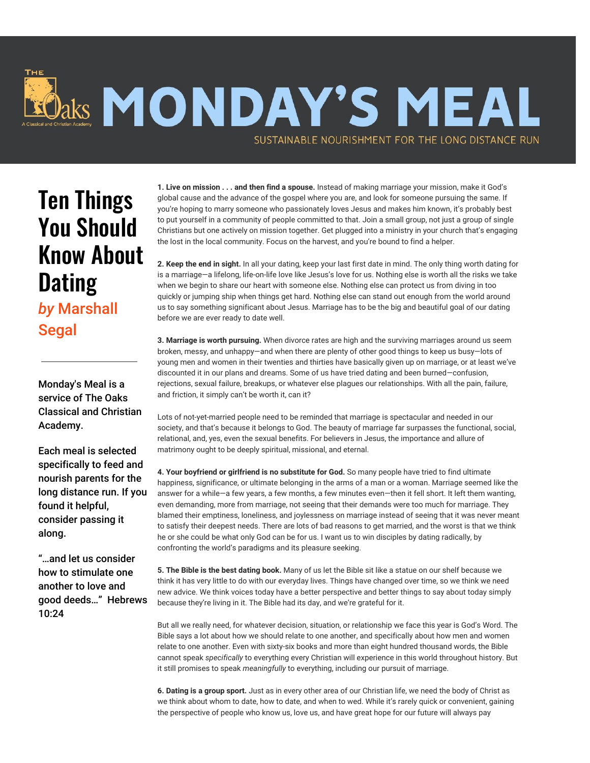# MONDAY'S MEAL

SUSTAINABLE NOURISHMENT FOR THE LONG DISTANCE RUN

## Ten Things You Should Know About Dating

*by* Marshall Segal

---

Monday's Meal is a service of The Oaks Classical and Christian Academy.

Each meal is selected specifically to feed and nourish parents for the long distance run. If you found it helpful, consider passing it along.

"…and let us consider how to stimulate one another to love and good deeds…" Hebrews 10:24

**1. Live on mission . . . and then find a spouse.** Instead of making marriage your mission, make it God's global cause and the advance of the gospel where you are, and look for someone pursuing the same. If you're hoping to marry someone who passionately loves Jesus and makes him known, it's probably best to put yourself in a community of people committed to that. Join a small group, not just a group of single Christians but one actively on mission together. Get plugged into a ministry in your church that's engaging the lost in the local community. Focus on the harvest, and you're bound to find a helper.

**2. Keep the end in sight.** In all your dating, keep your last first date in mind. The only thing worth dating for is a marriage—a lifelong, life-on-life love like Jesus's love for us. Nothing else is worth all the risks we take when we begin to share our heart with someone else. Nothing else can protect us from diving in too quickly or jumping ship when things get hard. Nothing else can stand out enough from the world around us to say something significant about Jesus. Marriage has to be the big and beautiful goal of our dating before we are ever ready to date well.

**3. Marriage is worth pursuing.** When divorce rates are high and the surviving marriages around us seem broken, messy, and unhappy—and when there are plenty of other good things to keep us busy—lots of young men and women in their twenties and thirties have basically given up on marriage, or at least we've discounted it in our plans and dreams. Some of us have tried dating and been burned—confusion, rejections, sexual failure, breakups, or whatever else plagues our relationships. With all the pain, failure, and friction, it simply can't be worth it, can it?

Lots of not-yet-married people need to be reminded that marriage is spectacular and needed in our society, and that's because it belongs to God. The beauty of marriage far surpasses the functional, social, relational, and, yes, even the sexual benefits. For believers in Jesus, the importance and allure of matrimony ought to be deeply spiritual, missional, and eternal.

**4. Your boyfriend or girlfriend is no substitute for God.** So many people have tried to find ultimate happiness, significance, or ultimate belonging in the arms of a man or a woman. Marriage seemed like the answer for a while—a few years, a few months, a few minutes even—then it fell short. It left them wanting, even demanding, more from marriage, not seeing that their demands were too much for marriage. They blamed their emptiness, loneliness, and joylessness on marriage instead of seeing that it was never meant to satisfy their deepest needs. There are lots of bad reasons to get married, and the worst is that we think he or she could be what only God can be for us. I want us to win disciples by dating radically, by confronting the world's paradigms and its pleasure seeking.

**5. The Bible is the best dating book.** Many of us let the Bible sit like a statue on our shelf because we think it has very little to do with our everyday lives. Things have changed over time, so we think we need new advice. We think voices today have a better perspective and better things to say about today simply because they're living in it. The Bible had its day, and we're grateful for it.

But all we really need, for whatever decision, situation, or relationship we face this year is God's Word. The Bible says a lot about how we should relate to one another, and specifically about how men and women relate to one another. Even with sixty-six books and more than eight hundred thousand words, the Bible cannot speak *specifically* to everything every Christian will experience in this world throughout history. But it still promises to speak *meaningfully* to everything, including our pursuit of marriage.

**6. Dating is a group sport.** Just as in every other area of our Christian life, we need the body of Christ as we think about whom to date, how to date, and when to wed. While it's rarely quick or convenient, gaining the perspective of people who know us, love us, and have great hope for our future will always pay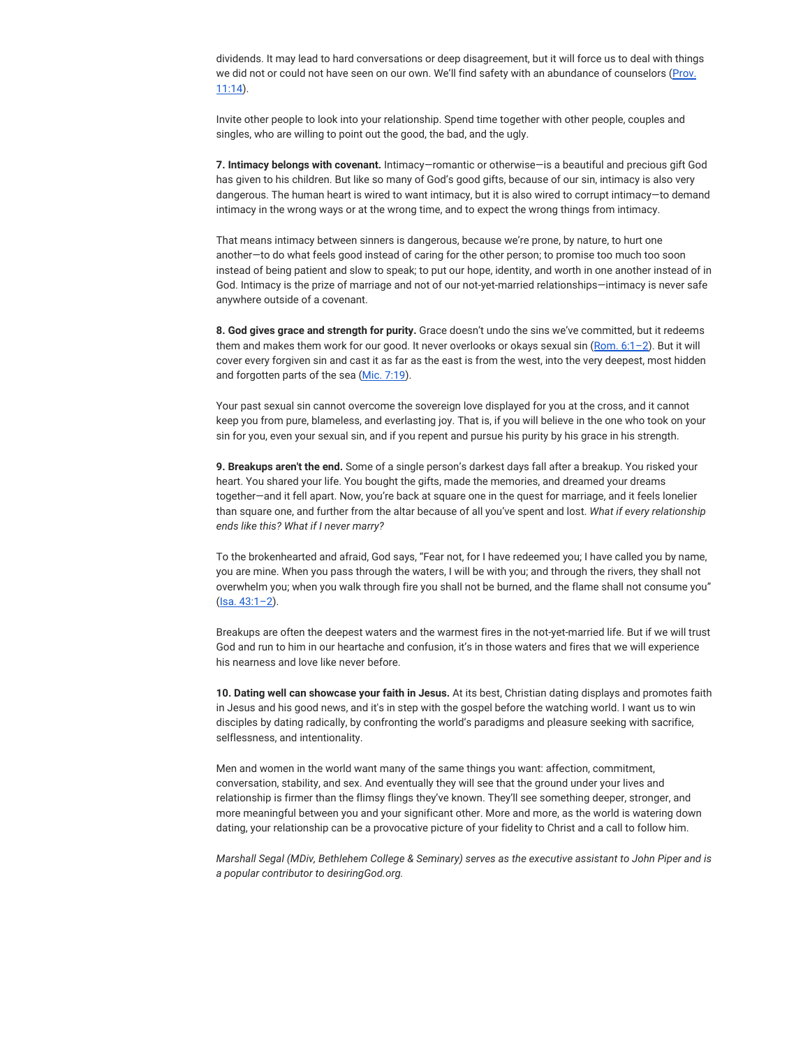dividends. It may lead to hard conversations or deep disagreement, but it will force us to deal with things we did not or could not have seen on our own. We'll find safety with an abundance of counselors (Prov. 11:14).

Invite other people to look into your relationship. Spend time together with other people, couples and singles, who are willing to point out the good, the bad, and the ugly.

**7. Intimacy belongs with covenant.** Intimacy—romantic or otherwise—is a beautiful and precious gift God has given to his children. But like so many of God's good gifts, because of our sin, intimacy is also very dangerous. The human heart is wired to want intimacy, but it is also wired to corrupt intimacy—to demand intimacy in the wrong ways or at the wrong time, and to expect the wrong things from intimacy.

That means intimacy between sinners is dangerous, because we're prone, by nature, to hurt one another—to do what feels good instead of caring for the other person; to promise too much too soon instead of being patient and slow to speak; to put our hope, identity, and worth in one another instead of in God. Intimacy is the prize of marriage and not of our not-yet-married relationships—intimacy is never safe anywhere outside of a covenant.

**8. God gives grace and strength for purity.** Grace doesn't undo the sins we've committed, but it redeems them and makes them work for our good. It never overlooks or okays sexual sin (Rom. 6:1–2). But it will cover every forgiven sin and cast it as far as the east is from the west, into the very deepest, most hidden and forgotten parts of the sea (Mic. 7:19).

Your past sexual sin cannot overcome the sovereign love displayed for you at the cross, and it cannot keep you from pure, blameless, and everlasting joy. That is, if you will believe in the one who took on your sin for you, even your sexual sin, and if you repent and pursue his purity by his grace in his strength.

**9. Breakups aren't the end.** Some of a single person's darkest days fall after a breakup. You risked your heart. You shared your life. You bought the gifts, made the memories, and dreamed your dreams together—and it fell apart. Now, you're back at square one in the quest for marriage, and it feels lonelier than square one, and further from the altar because of all you've spent and lost. *What if every relationship ends like this? What if I never marry?*

To the brokenhearted and afraid, God says, "Fear not, for I have redeemed you; I have called you by name, you are mine. When you pass through the waters, I will be with you; and through the rivers, they shall not overwhelm you; when you walk through fire you shall not be burned, and the flame shall not consume you" (Isa. 43:1–2).

Breakups are often the deepest waters and the warmest fires in the not-yet-married life. But if we will trust God and run to him in our heartache and confusion, it's in those waters and fires that we will experience his nearness and love like never before.

**10. Dating well can showcase your faith in Jesus.** At its best, Christian dating displays and promotes faith in Jesus and his good news, and it's in step with the gospel before the watching world. I want us to win disciples by dating radically, by confronting the world's paradigms and pleasure seeking with sacrifice, selflessness, and intentionality.

Men and women in the world want many of the same things you want: affection, commitment, conversation, stability, and sex. And eventually they will see that the ground under your lives and relationship is firmer than the flimsy flings they've known. They'll see something deeper, stronger, and more meaningful between you and your significant other. More and more, as the world is watering down dating, your relationship can be a provocative picture of your fidelity to Christ and a call to follow him.

*Marshall Segal (MDiv, Bethlehem College & Seminary) serves as the executive assistant to John Piper and is a popular contributor to desiringGod.org.*